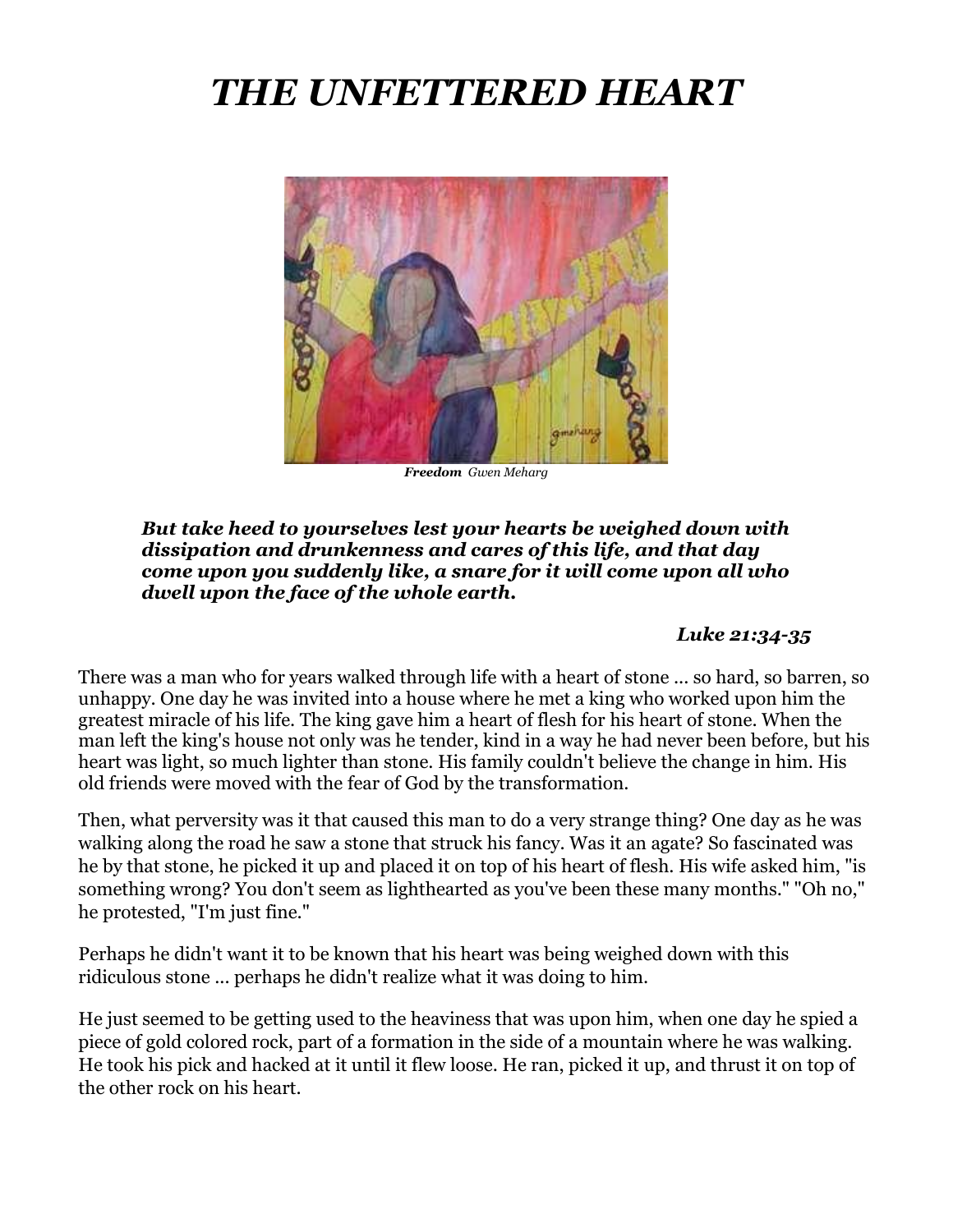# *THE UNFETTERED HEART*

***Freedom*** *Gwen Meharg*

***But take heed to yourselves lest your hearts be weighed down with dissipation and drunkenness and cares of this life, and that day come upon you suddenly like, a snare for it will come upon all who dwell upon the face of the whole earth.***

***Luke 21:34-35***

There was a man who for years walked through life with a heart of stone ... so hard, so barren, so unhappy. One day he was invited into a house where he met a king who worked upon him the greatest miracle of his life. The king gave him a heart of flesh for his heart of stone. When the man left the king's house not only was he tender, kind in a way he had never been before, but his heart was light, so much lighter than stone. His family couldn't believe the change in him. His old friends were moved with the fear of God by the transformation.

Then, what perversity was it that caused this man to do a very strange thing? One day as he was walking along the road he saw a stone that struck his fancy. Was it an agate? So fascinated was he by that stone, he picked it up and placed it on top of his heart of flesh. His wife asked him, "is something wrong? You don't seem as lighthearted as you've been these many months." "Oh no," he protested, "I'm just fine."

Perhaps he didn't want it to be known that his heart was being weighed down with this ridiculous stone ... perhaps he didn't realize what it was doing to him.

He just seemed to be getting used to the heaviness that was upon him, when one day he spied a piece of gold colored rock, part of a formation in the side of a mountain where he was walking. He took his pick and hacked at it until it flew loose. He ran, picked it up, and thrust it on top of the other rock on his heart.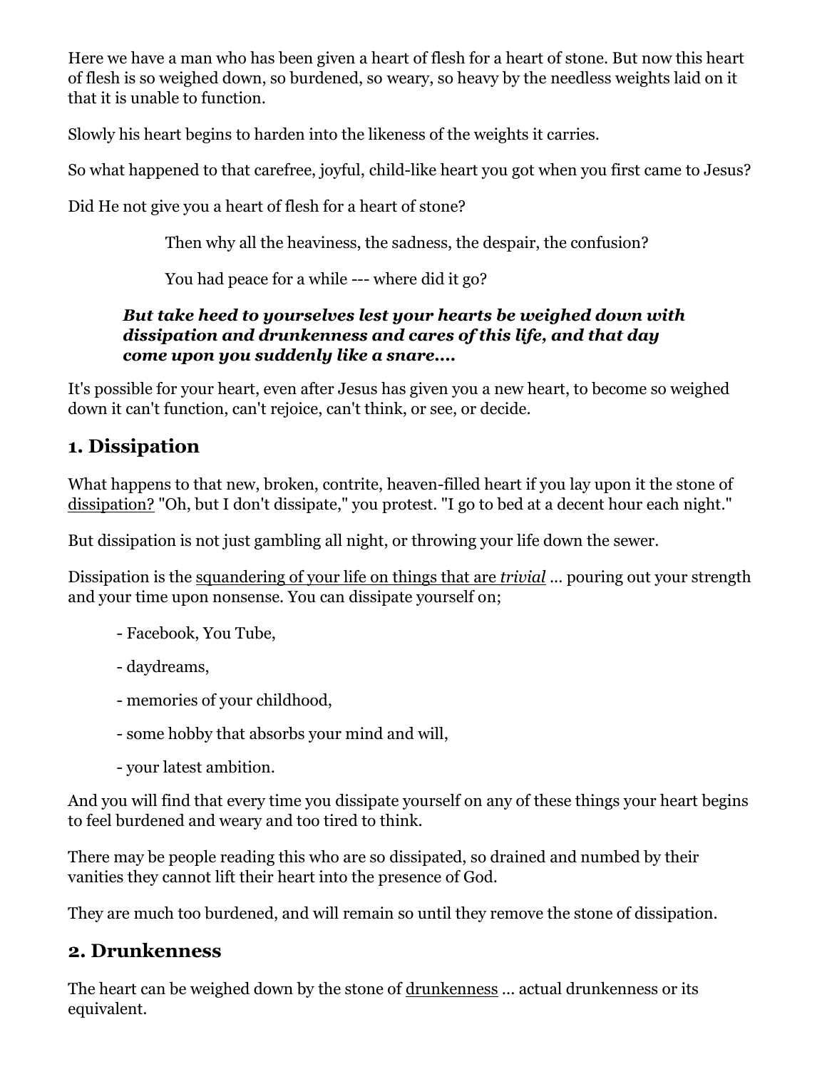Here we have a man who has been given a heart of flesh for a heart of stone. But now this heart of flesh is so weighed down, so burdened, so weary, so heavy by the needless weights laid on it that it is unable to function.

Slowly his heart begins to harden into the likeness of the weights it carries.

So what happened to that carefree, joyful, child-like heart you got when you first came to Jesus?

Did He not give you a heart of flesh for a heart of stone?

> Then why all the heaviness, the sadness, the despair, the confusion?
>
> You had peace for a while --- where did it go?

> ***But take heed to yourselves lest your hearts be weighed down with dissipation and drunkenness and cares of this life, and that day come upon you suddenly like a snare....***

It's possible for your heart, even after Jesus has given you a new heart, to become so weighed down it can't function, can't rejoice, can't think, or see, or decide.

## 1. Dissipation

What happens to that new, broken, contrite, heaven-filled heart if you lay upon it the stone of <u>dissipation?</u> "Oh, but I don't dissipate," you protest. "I go to bed at a decent hour each night."

But dissipation is not just gambling all night, or throwing your life down the sewer.

Dissipation is the <u>squandering of your life on things that are *trivial*</u> ... pouring out your strength and your time upon nonsense. You can dissipate yourself on;

- Facebook, You Tube,
- daydreams,
- memories of your childhood,
- some hobby that absorbs your mind and will,
- your latest ambition.

And you will find that every time you dissipate yourself on any of these things your heart begins to feel burdened and weary and too tired to think.

There may be people reading this who are so dissipated, so drained and numbed by their vanities they cannot lift their heart into the presence of God.

They are much too burdened, and will remain so until they remove the stone of dissipation.

## 2. Drunkenness

The heart can be weighed down by the stone of <u>drunkenness</u> ... actual drunkenness or its equivalent.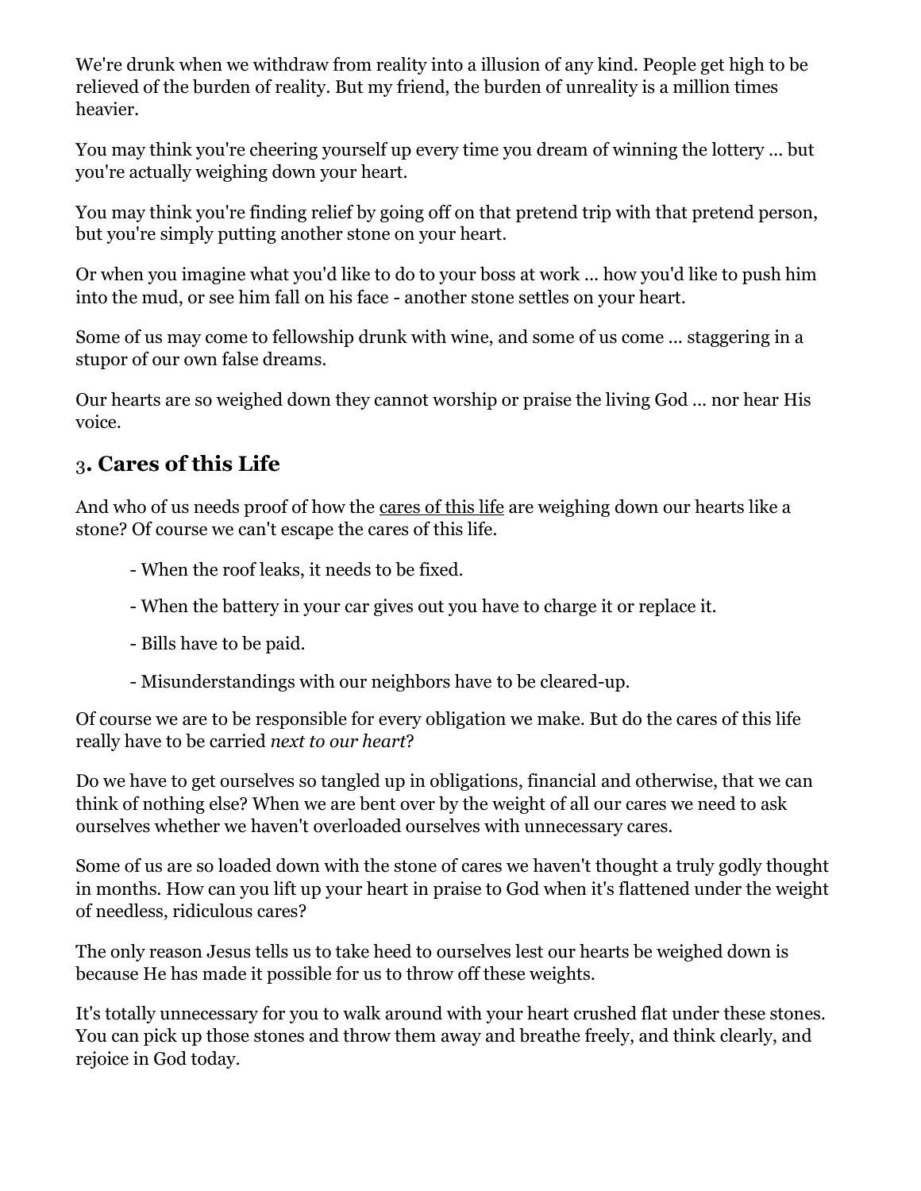We're drunk when we withdraw from reality into a illusion of any kind. People get high to be relieved of the burden of reality. But my friend, the burden of unreality is a million times heavier.

You may think you're cheering yourself up every time you dream of winning the lottery ... but you're actually weighing down your heart.

You may think you're finding relief by going off on that pretend trip with that pretend person, but you're simply putting another stone on your heart.

Or when you imagine what you'd like to do to your boss at work ... how you'd like to push him into the mud, or see him fall on his face - another stone settles on your heart.

Some of us may come to fellowship drunk with wine, and some of us come ... staggering in a stupor of our own false dreams.

Our hearts are so weighed down they cannot worship or praise the living God ... nor hear His voice.

## 3. Cares of this Life

And who of us needs proof of how the cares of this life are weighing down our hearts like a stone? Of course we can't escape the cares of this life.

- When the roof leaks, it needs to be fixed.
- When the battery in your car gives out you have to charge it or replace it.
- Bills have to be paid.
- Misunderstandings with our neighbors have to be cleared-up.

Of course we are to be responsible for every obligation we make. But do the cares of this life really have to be carried *next to our heart*?

Do we have to get ourselves so tangled up in obligations, financial and otherwise, that we can think of nothing else? When we are bent over by the weight of all our cares we need to ask ourselves whether we haven't overloaded ourselves with unnecessary cares.

Some of us are so loaded down with the stone of cares we haven't thought a truly godly thought in months. How can you lift up your heart in praise to God when it's flattened under the weight of needless, ridiculous cares?

The only reason Jesus tells us to take heed to ourselves lest our hearts be weighed down is because He has made it possible for us to throw off these weights.

It's totally unnecessary for you to walk around with your heart crushed flat under these stones. You can pick up those stones and throw them away and breathe freely, and think clearly, and rejoice in God today.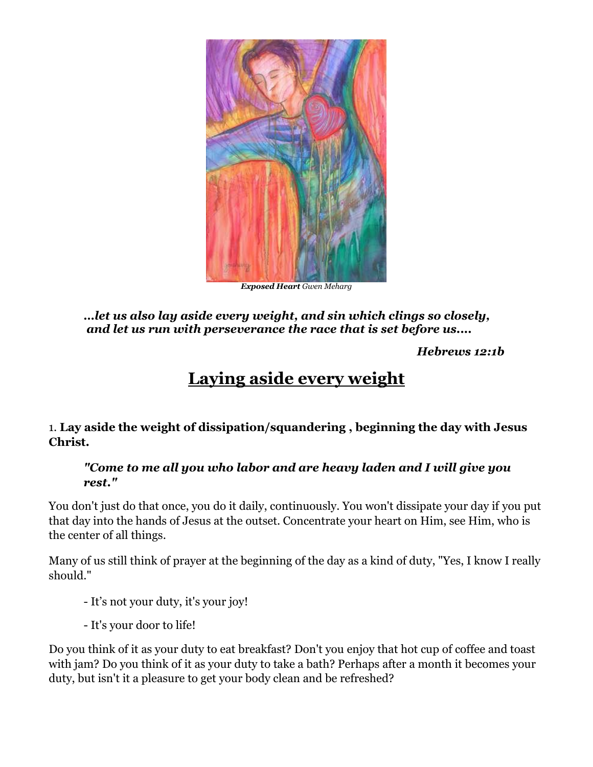***Exposed Heart*** *Gwen Meharg*

> ***...let us also lay aside every weight, and sin which clings so closely, and let us run with perseverance the race that is set before us....***
>
> ***Hebrews 12:1b***

# Laying aside every weight

1. **Lay aside the weight of dissipation/squandering , beginning the day with Jesus Christ.**

> ***"Come to me all you who labor and are heavy laden and I will give you rest."***

You don't just do that once, you do it daily, continuously. You won't dissipate your day if you put that day into the hands of Jesus at the outset. Concentrate your heart on Him, see Him, who is the center of all things.

Many of us still think of prayer at the beginning of the day as a kind of duty, "Yes, I know I really should."

- It's not your duty, it's your joy!
- It's your door to life!

Do you think of it as your duty to eat breakfast? Don't you enjoy that hot cup of coffee and toast with jam? Do you think of it as your duty to take a bath? Perhaps after a month it becomes your duty, but isn't it a pleasure to get your body clean and be refreshed?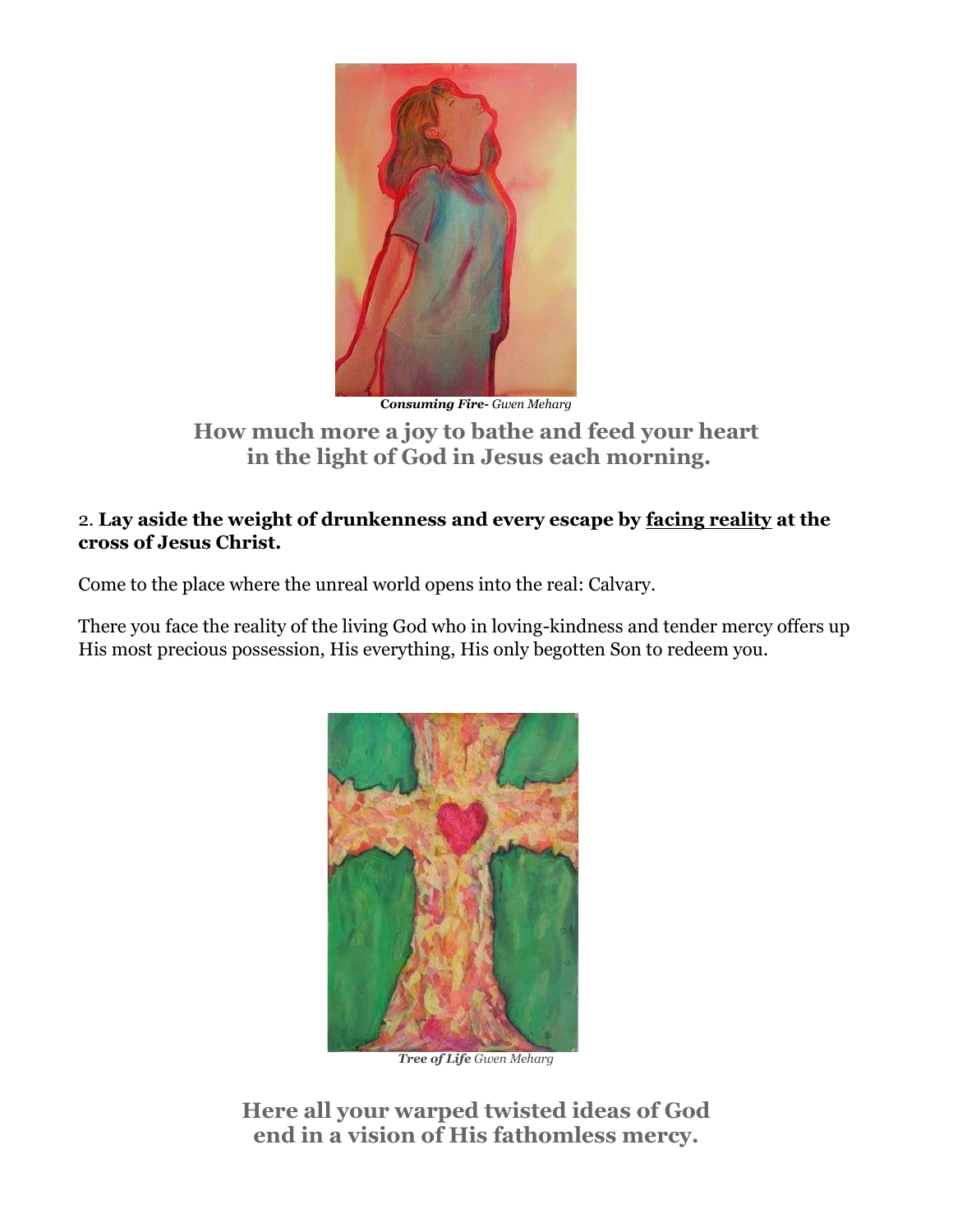***Consuming Fire-*** *Gwen Meharg*

**How much more a joy to bathe and feed your heart in the light of God in Jesus each morning.**

2. **Lay aside the weight of drunkenness and every escape by <u>facing reality</u> at the cross of Jesus Christ.**

Come to the place where the unreal world opens into the real: Calvary.

There you face the reality of the living God who in loving-kindness and tender mercy offers up His most precious possession, His everything, His only begotten Son to redeem you.

***Tree of Life*** *Gwen Meharg*

**Here all your warped twisted ideas of God end in a vision of His fathomless mercy.**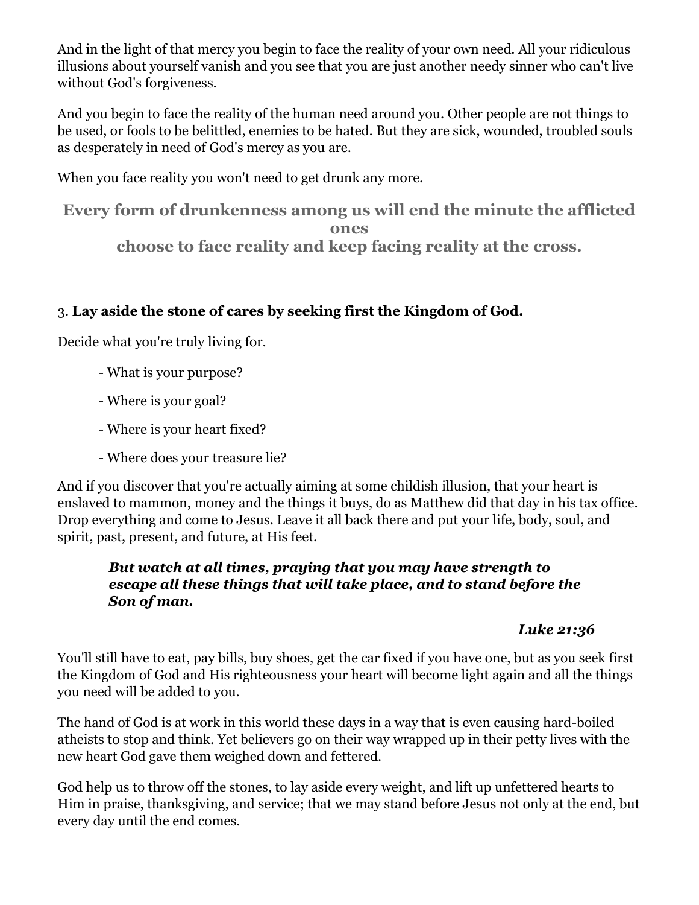And in the light of that mercy you begin to face the reality of your own need. All your ridiculous illusions about yourself vanish and you see that you are just another needy sinner who can't live without God's forgiveness.

And you begin to face the reality of the human need around you. Other people are not things to be used, or fools to be belittled, enemies to be hated. But they are sick, wounded, troubled souls as desperately in need of God's mercy as you are.

When you face reality you won't need to get drunk any more.

### Every form of drunkenness among us will end the minute the afflicted ones choose to face reality and keep facing reality at the cross.

3. **Lay aside the stone of cares by seeking first the Kingdom of God.**

Decide what you're truly living for.

- What is your purpose?
- Where is your goal?
- Where is your heart fixed?
- Where does your treasure lie?

And if you discover that you're actually aiming at some childish illusion, that your heart is enslaved to mammon, money and the things it buys, do as Matthew did that day in his tax office. Drop everything and come to Jesus. Leave it all back there and put your life, body, soul, and spirit, past, present, and future, at His feet.

> ***But watch at all times, praying that you may have strength to escape all these things that will take place, and to stand before the Son of man.***
>
> ***Luke 21:36***

You'll still have to eat, pay bills, buy shoes, get the car fixed if you have one, but as you seek first the Kingdom of God and His righteousness your heart will become light again and all the things you need will be added to you.

The hand of God is at work in this world these days in a way that is even causing hard-boiled atheists to stop and think. Yet believers go on their way wrapped up in their petty lives with the new heart God gave them weighed down and fettered.

God help us to throw off the stones, to lay aside every weight, and lift up unfettered hearts to Him in praise, thanksgiving, and service; that we may stand before Jesus not only at the end, but every day until the end comes.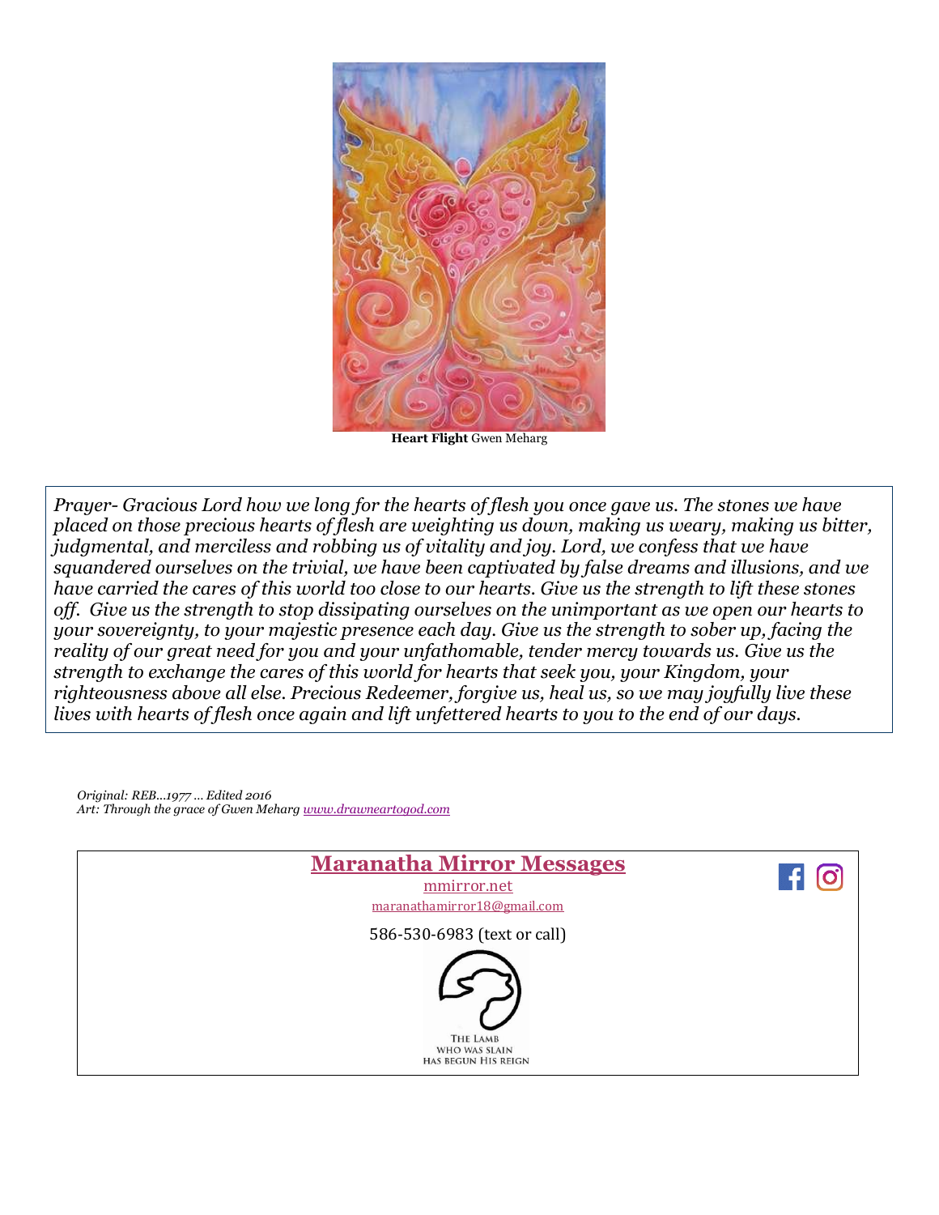**Heart Flight** Gwen Meharg

*Prayer- Gracious Lord how we long for the hearts of flesh you once gave us. The stones we have placed on those precious hearts of flesh are weighting us down, making us weary, making us bitter, judgmental, and merciless and robbing us of vitality and joy. Lord, we confess that we have squandered ourselves on the trivial, we have been captivated by false dreams and illusions, and we have carried the cares of this world too close to our hearts. Give us the strength to lift these stones off. Give us the strength to stop dissipating ourselves on the unimportant as we open our hearts to your sovereignty, to your majestic presence each day. Give us the strength to sober up, facing the reality of our great need for you and your unfathomable, tender mercy towards us. Give us the strength to exchange the cares of this world for hearts that seek you, your Kingdom, your righteousness above all else. Precious Redeemer, forgive us, heal us, so we may joyfully live these lives with hearts of flesh once again and lift unfettered hearts to you to the end of our days.*

*Original: REB...1977 ... Edited 2016*
*Art: Through the grace of Gwen Meharg www.drawneartogod.com*

## Maranatha Mirror Messages

mmirror.net

maranathamirror18@gmail.com

586-530-6983 (text or call)

THE LAMB
WHO WAS SLAIN
HAS BEGUN HIS REIGN